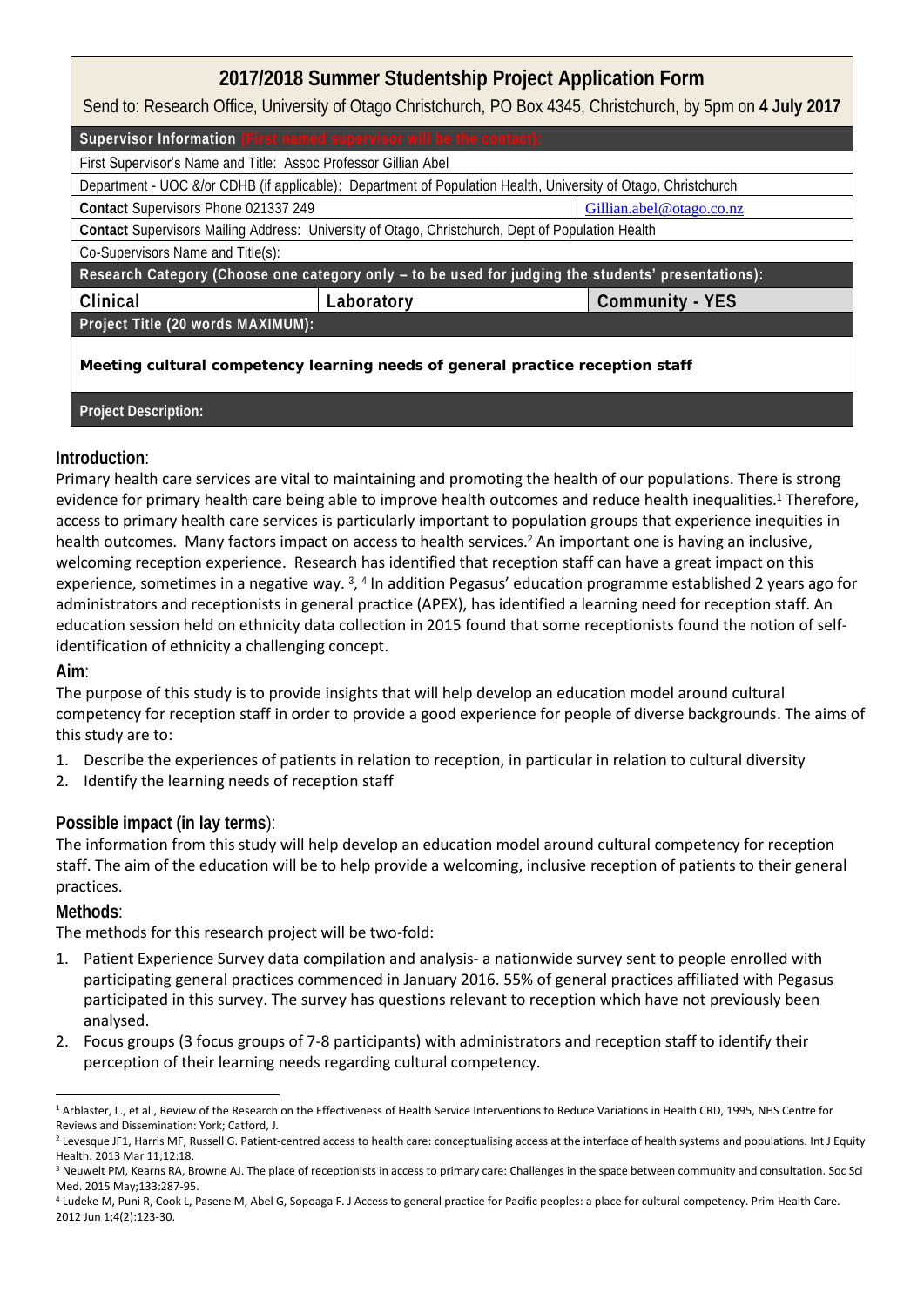# 2017/2018 Summer Studentship Project Application Form

Send to: Research Office, University of Otago Christchurch, PO Box 4345, Christchurch, by 5pm on **4 July 2017**

| **Supervisor Information** (First named supervisor will be the contact): | | |
|---|---|---|
| First Supervisor's Name and Title: Assoc Professor Gillian Abel | | |
| Department - UOC &/or CDHB (if applicable): Department of Population Health, University of Otago, Christchurch | | |
| **Contact** Supervisors Phone 021337 249 | | Gillian.abel@otago.co.nz |
| **Contact** Supervisors Mailing Address: University of Otago, Christchurch, Dept of Population Health | | |
| Co-Supervisors Name and Title(s): | | |
| **Research Category (Choose one category only – to be used for judging the students' presentations):** | | |
| **Clinical** | **Laboratory** | **Community - YES** |
| **Project Title (20 words MAXIMUM):** | | |
| **Meeting cultural competency learning needs of general practice reception staff** | | |
| **Project Description:** | | |

## Introduction:

Primary health care services are vital to maintaining and promoting the health of our populations. There is strong evidence for primary health care being able to improve health outcomes and reduce health inequalities.[1] Therefore, access to primary health care services is particularly important to population groups that experience inequities in health outcomes. Many factors impact on access to health services.[2] An important one is having an inclusive, welcoming reception experience. Research has identified that reception staff can have a great impact on this experience, sometimes in a negative way. [3], [4] In addition Pegasus' education programme established 2 years ago for administrators and receptionists in general practice (APEX), has identified a learning need for reception staff. An education session held on ethnicity data collection in 2015 found that some receptionists found the notion of self-identification of ethnicity a challenging concept.

## Aim:

The purpose of this study is to provide insights that will help develop an education model around cultural competency for reception staff in order to provide a good experience for people of diverse backgrounds. The aims of this study are to:

1. Describe the experiences of patients in relation to reception, in particular in relation to cultural diversity
2. Identify the learning needs of reception staff

## Possible impact (in lay terms):

The information from this study will help develop an education model around cultural competency for reception staff. The aim of the education will be to help provide a welcoming, inclusive reception of patients to their general practices.

## Methods:

The methods for this research project will be two-fold:

1. Patient Experience Survey data compilation and analysis- a nationwide survey sent to people enrolled with participating general practices commenced in January 2016. 55% of general practices affiliated with Pegasus participated in this survey. The survey has questions relevant to reception which have not previously been analysed.
2. Focus groups (3 focus groups of 7-8 participants) with administrators and reception staff to identify their perception of their learning needs regarding cultural competency.

---

[1] Arblaster, L., et al., Review of the Research on the Effectiveness of Health Service Interventions to Reduce Variations in Health CRD, 1995, NHS Centre for Reviews and Dissemination: York; Catford, J.

[2] Levesque JF1, Harris MF, Russell G. Patient-centred access to health care: conceptualising access at the interface of health systems and populations. Int J Equity Health. 2013 Mar 11;12:18.

[3] Neuwelt PM, Kearns RA, Browne AJ. The place of receptionists in access to primary care: Challenges in the space between community and consultation. Soc Sci Med. 2015 May;133:287-95.

[4] Ludeke M, Puni R, Cook L, Pasene M, Abel G, Sopoaga F. J Access to general practice for Pacific peoples: a place for cultural competency. Prim Health Care. 2012 Jun 1;4(2):123-30.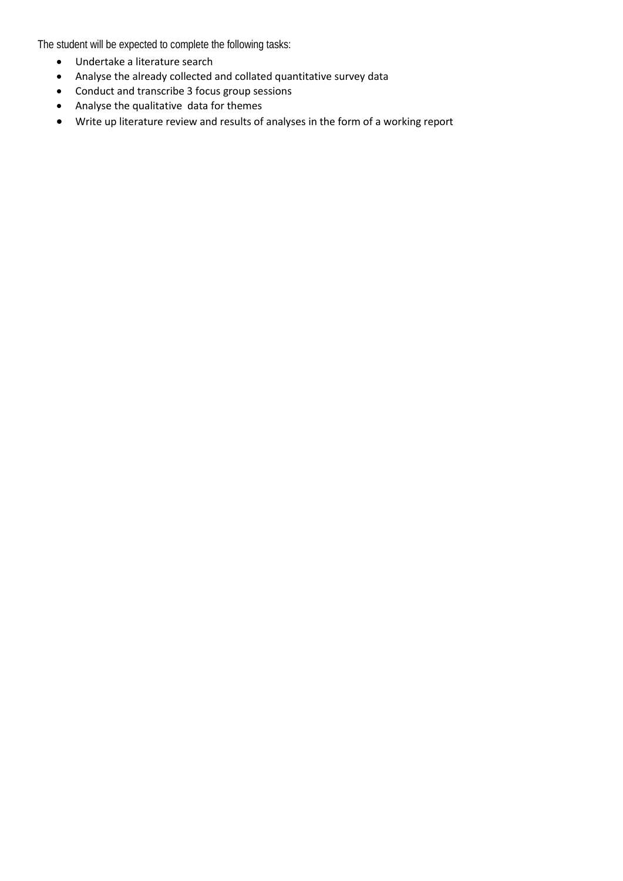The student will be expected to complete the following tasks:

- Undertake a literature search
- Analyse the already collected and collated quantitative survey data
- Conduct and transcribe 3 focus group sessions
- Analyse the qualitative data for themes
- Write up literature review and results of analyses in the form of a working report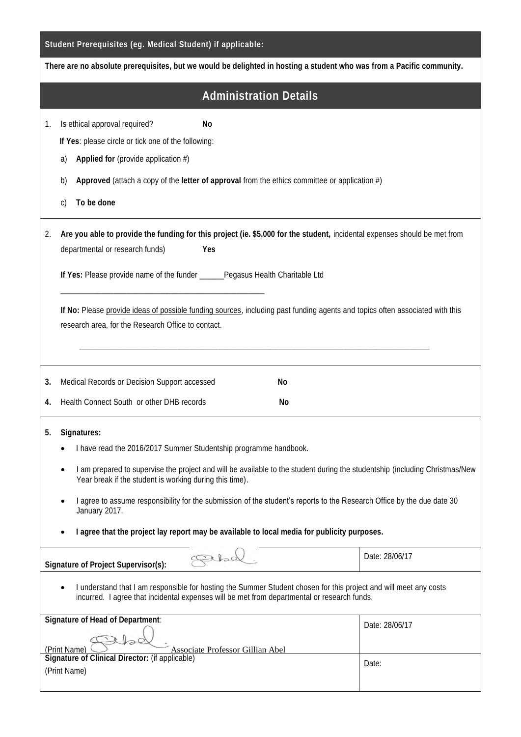**Student Prerequisites (eg. Medical Student) if applicable:**

**There are no absolute prerequisites, but we would be delighted in hosting a student who was from a Pacific community.**

## Administration Details

1. Is ethical approval required? **No**

   **If Yes**: please circle or tick one of the following:

   a) **Applied for** (provide application #)

   b) **Approved** (attach a copy of the **letter of approval** from the ethics committee or application #)

   c) **To be done**

2. **Are you able to provide the funding for this project (ie. $5,000 for the student,** incidental expenses should be met from departmental or research funds) **Yes**

   **If Yes:** Please provide name of the funder ______Pegasus Health Charitable Ltd

   ___________________________________________________

   **If No:** Please provide ideas of possible funding sources, including past funding agents and topics often associated with this research area, for the Research Office to contact.

   ___________________________________________________

3. Medical Records or Decision Support accessed **No**

4. Health Connect South or other DHB records **No**

5. **Signatures:**

- I have read the 2016/2017 Summer Studentship programme handbook.
- I am prepared to supervise the project and will be available to the student during the studentship (including Christmas/New Year break if the student is working during this time).
- I agree to assume responsibility for the submission of the student's reports to the Research Office by the due date 30 January 2017.
- **I agree that the project lay report may be available to local media for publicity purposes.**

| | |
|---|---|
| **Signature of Project Supervisor(s):** [signature] | Date: 28/06/17 |

- I understand that I am responsible for hosting the Summer Student chosen for this project and will meet any costs incurred. I agree that incidental expenses will be met from departmental or research funds.

| | |
|---|---|
| **Signature of Head of Department**: [signature] (Print Name) Associate Professor Gillian Abel | Date: 28/06/17 |
| **Signature of Clinical Director:** (if applicable) (Print Name) | Date: |